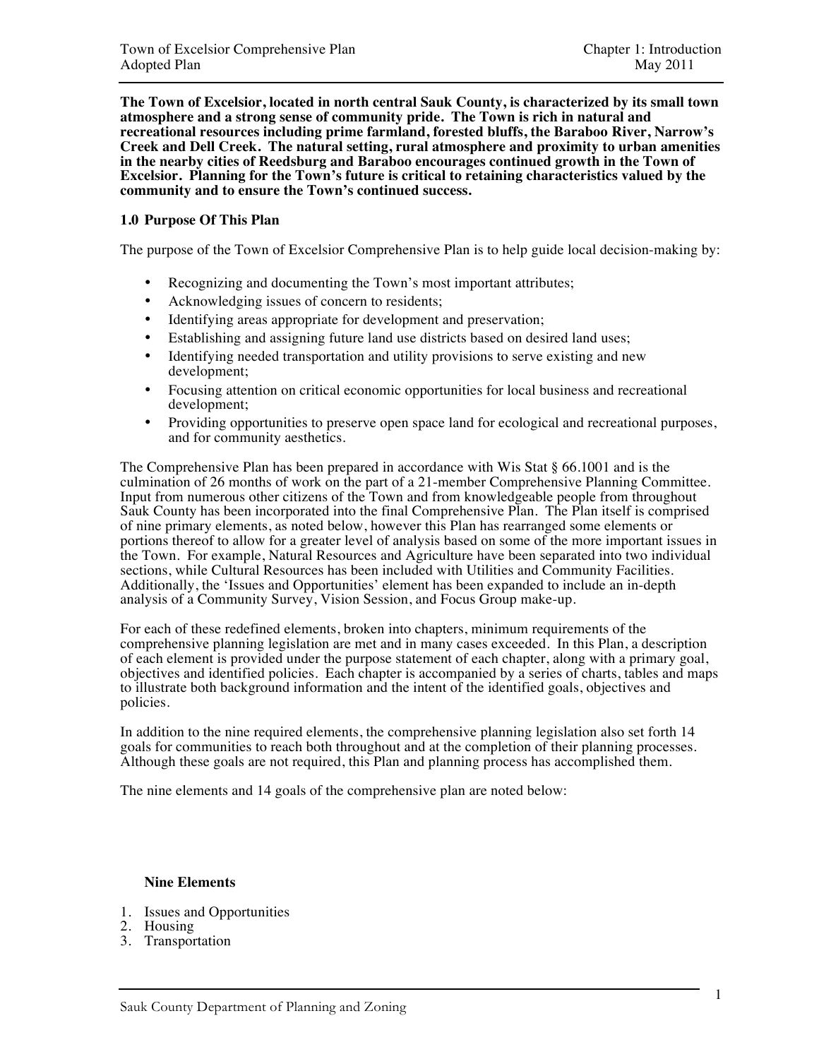**The Town of Excelsior, located in north central Sauk County, is characterized by its small town atmosphere and a strong sense of community pride. The Town is rich in natural and recreational resources including prime farmland, forested bluffs, the Baraboo River, Narrow's Creek and Dell Creek. The natural setting, rural atmosphere and proximity to urban amenities in the nearby cities of Reedsburg and Baraboo encourages continued growth in the Town of Excelsior. Planning for the Town's future is critical to retaining characteristics valued by the community and to ensure the Town's continued success.**

## 1.0 Purpose Of This Plan

The purpose of the Town of Excelsior Comprehensive Plan is to help guide local decision-making by:

- Recognizing and documenting the Town's most important attributes;
- Acknowledging issues of concern to residents;
- Identifying areas appropriate for development and preservation;
- Establishing and assigning future land use districts based on desired land uses;
- Identifying needed transportation and utility provisions to serve existing and new development;
- Focusing attention on critical economic opportunities for local business and recreational development;
- Providing opportunities to preserve open space land for ecological and recreational purposes, and for community aesthetics.

The Comprehensive Plan has been prepared in accordance with Wis Stat § 66.1001 and is the culmination of 26 months of work on the part of a 21-member Comprehensive Planning Committee. Input from numerous other citizens of the Town and from knowledgeable people from throughout Sauk County has been incorporated into the final Comprehensive Plan. The Plan itself is comprised of nine primary elements, as noted below, however this Plan has rearranged some elements or portions thereof to allow for a greater level of analysis based on some of the more important issues in the Town. For example, Natural Resources and Agriculture have been separated into two individual sections, while Cultural Resources has been included with Utilities and Community Facilities. Additionally, the 'Issues and Opportunities' element has been expanded to include an in-depth analysis of a Community Survey, Vision Session, and Focus Group make-up.

For each of these redefined elements, broken into chapters, minimum requirements of the comprehensive planning legislation are met and in many cases exceeded. In this Plan, a description of each element is provided under the purpose statement of each chapter, along with a primary goal, objectives and identified policies. Each chapter is accompanied by a series of charts, tables and maps to illustrate both background information and the intent of the identified goals, objectives and policies.

In addition to the nine required elements, the comprehensive planning legislation also set forth 14 goals for communities to reach both throughout and at the completion of their planning processes. Although these goals are not required, this Plan and planning process has accomplished them.

The nine elements and 14 goals of the comprehensive plan are noted below:

**Nine Elements**

1. Issues and Opportunities
2. Housing
3. Transportation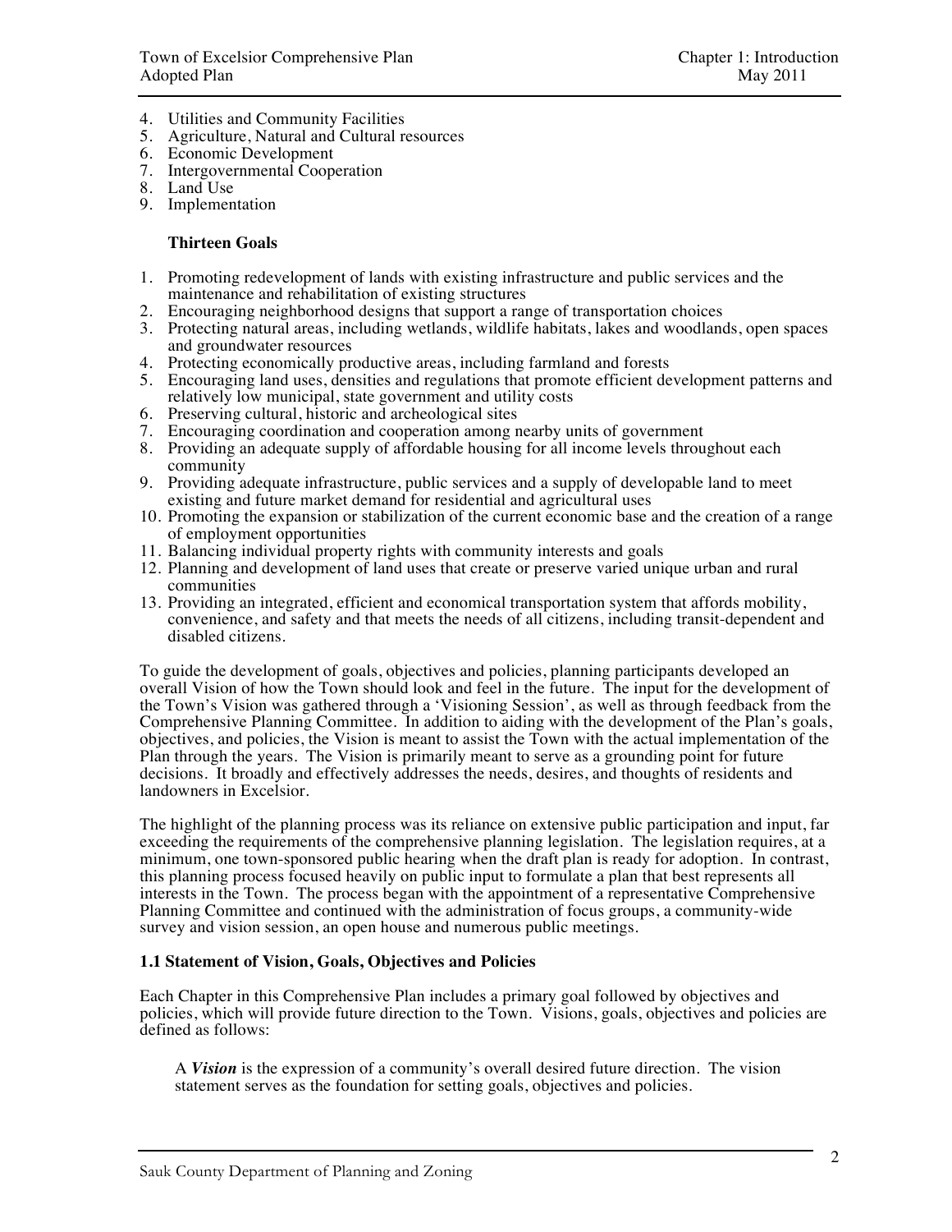4. Utilities and Community Facilities
5. Agriculture, Natural and Cultural resources
6. Economic Development
7. Intergovernmental Cooperation
8. Land Use
9. Implementation

**Thirteen Goals**

1. Promoting redevelopment of lands with existing infrastructure and public services and the maintenance and rehabilitation of existing structures
2. Encouraging neighborhood designs that support a range of transportation choices
3. Protecting natural areas, including wetlands, wildlife habitats, lakes and woodlands, open spaces and groundwater resources
4. Protecting economically productive areas, including farmland and forests
5. Encouraging land uses, densities and regulations that promote efficient development patterns and relatively low municipal, state government and utility costs
6. Preserving cultural, historic and archeological sites
7. Encouraging coordination and cooperation among nearby units of government
8. Providing an adequate supply of affordable housing for all income levels throughout each community
9. Providing adequate infrastructure, public services and a supply of developable land to meet existing and future market demand for residential and agricultural uses
10. Promoting the expansion or stabilization of the current economic base and the creation of a range of employment opportunities
11. Balancing individual property rights with community interests and goals
12. Planning and development of land uses that create or preserve varied unique urban and rural communities
13. Providing an integrated, efficient and economical transportation system that affords mobility, convenience, and safety and that meets the needs of all citizens, including transit-dependent and disabled citizens.

To guide the development of goals, objectives and policies, planning participants developed an overall Vision of how the Town should look and feel in the future. The input for the development of the Town's Vision was gathered through a 'Visioning Session', as well as through feedback from the Comprehensive Planning Committee. In addition to aiding with the development of the Plan's goals, objectives, and policies, the Vision is meant to assist the Town with the actual implementation of the Plan through the years. The Vision is primarily meant to serve as a grounding point for future decisions. It broadly and effectively addresses the needs, desires, and thoughts of residents and landowners in Excelsior.

The highlight of the planning process was its reliance on extensive public participation and input, far exceeding the requirements of the comprehensive planning legislation. The legislation requires, at a minimum, one town-sponsored public hearing when the draft plan is ready for adoption. In contrast, this planning process focused heavily on public input to formulate a plan that best represents all interests in the Town. The process began with the appointment of a representative Comprehensive Planning Committee and continued with the administration of focus groups, a community-wide survey and vision session, an open house and numerous public meetings.

### 1.1 Statement of Vision, Goals, Objectives and Policies

Each Chapter in this Comprehensive Plan includes a primary goal followed by objectives and policies, which will provide future direction to the Town. Visions, goals, objectives and policies are defined as follows:

A ***Vision*** is the expression of a community's overall desired future direction. The vision statement serves as the foundation for setting goals, objectives and policies.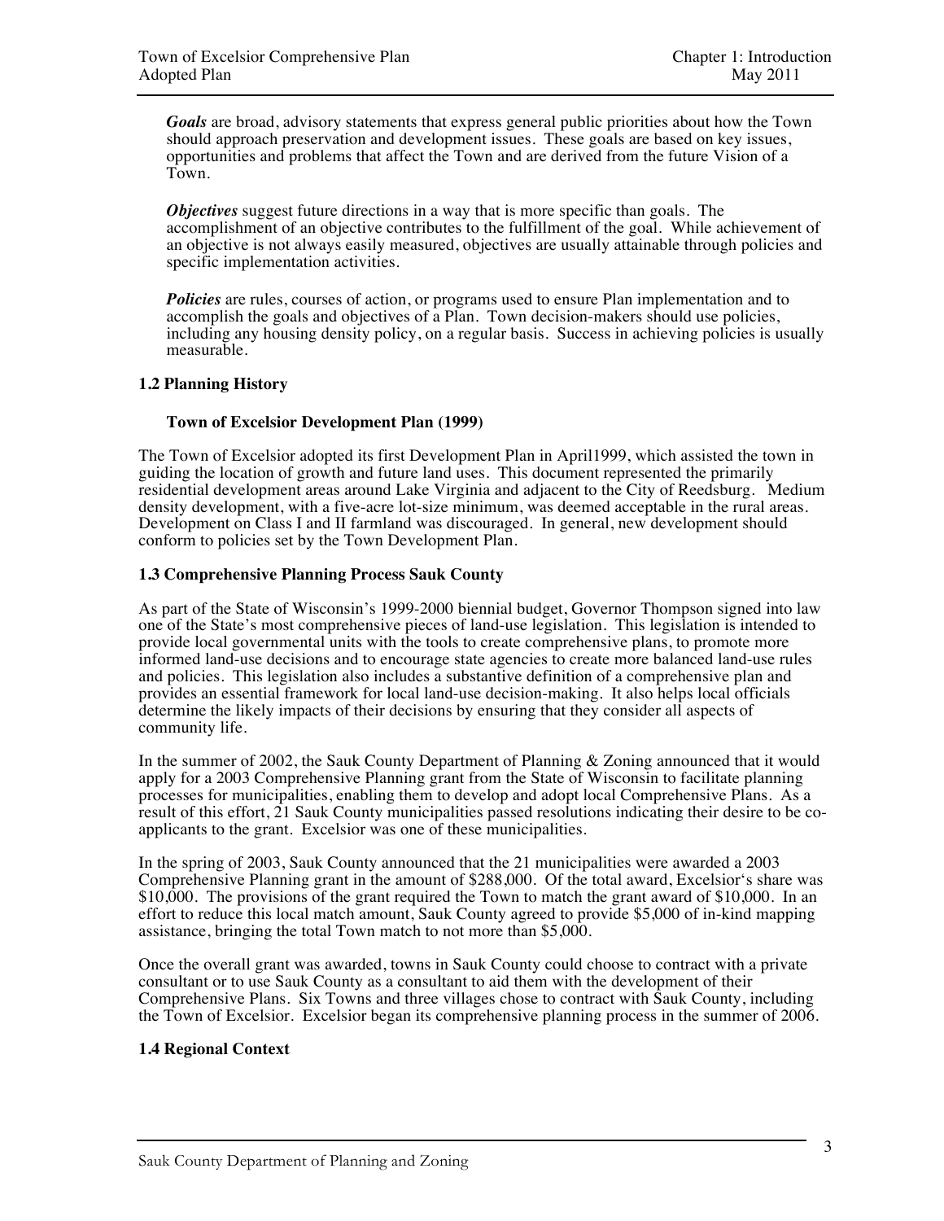***Goals*** are broad, advisory statements that express general public priorities about how the Town should approach preservation and development issues. These goals are based on key issues, opportunities and problems that affect the Town and are derived from the future Vision of a Town.

***Objectives*** suggest future directions in a way that is more specific than goals. The accomplishment of an objective contributes to the fulfillment of the goal. While achievement of an objective is not always easily measured, objectives are usually attainable through policies and specific implementation activities.

***Policies*** are rules, courses of action, or programs used to ensure Plan implementation and to accomplish the goals and objectives of a Plan. Town decision-makers should use policies, including any housing density policy, on a regular basis. Success in achieving policies is usually measurable.

## 1.2 Planning History

### Town of Excelsior Development Plan (1999)

The Town of Excelsior adopted its first Development Plan in April1999, which assisted the town in guiding the location of growth and future land uses. This document represented the primarily residential development areas around Lake Virginia and adjacent to the City of Reedsburg. Medium density development, with a five-acre lot-size minimum, was deemed acceptable in the rural areas. Development on Class I and II farmland was discouraged. In general, new development should conform to policies set by the Town Development Plan.

## 1.3 Comprehensive Planning Process Sauk County

As part of the State of Wisconsin's 1999-2000 biennial budget, Governor Thompson signed into law one of the State's most comprehensive pieces of land-use legislation. This legislation is intended to provide local governmental units with the tools to create comprehensive plans, to promote more informed land-use decisions and to encourage state agencies to create more balanced land-use rules and policies. This legislation also includes a substantive definition of a comprehensive plan and provides an essential framework for local land-use decision-making. It also helps local officials determine the likely impacts of their decisions by ensuring that they consider all aspects of community life.

In the summer of 2002, the Sauk County Department of Planning & Zoning announced that it would apply for a 2003 Comprehensive Planning grant from the State of Wisconsin to facilitate planning processes for municipalities, enabling them to develop and adopt local Comprehensive Plans. As a result of this effort, 21 Sauk County municipalities passed resolutions indicating their desire to be co-applicants to the grant. Excelsior was one of these municipalities.

In the spring of 2003, Sauk County announced that the 21 municipalities were awarded a 2003 Comprehensive Planning grant in the amount of $288,000. Of the total award, Excelsior's share was $10,000. The provisions of the grant required the Town to match the grant award of $10,000. In an effort to reduce this local match amount, Sauk County agreed to provide $5,000 of in-kind mapping assistance, bringing the total Town match to not more than $5,000.

Once the overall grant was awarded, towns in Sauk County could choose to contract with a private consultant or to use Sauk County as a consultant to aid them with the development of their Comprehensive Plans. Six Towns and three villages chose to contract with Sauk County, including the Town of Excelsior. Excelsior began its comprehensive planning process in the summer of 2006.

## 1.4 Regional Context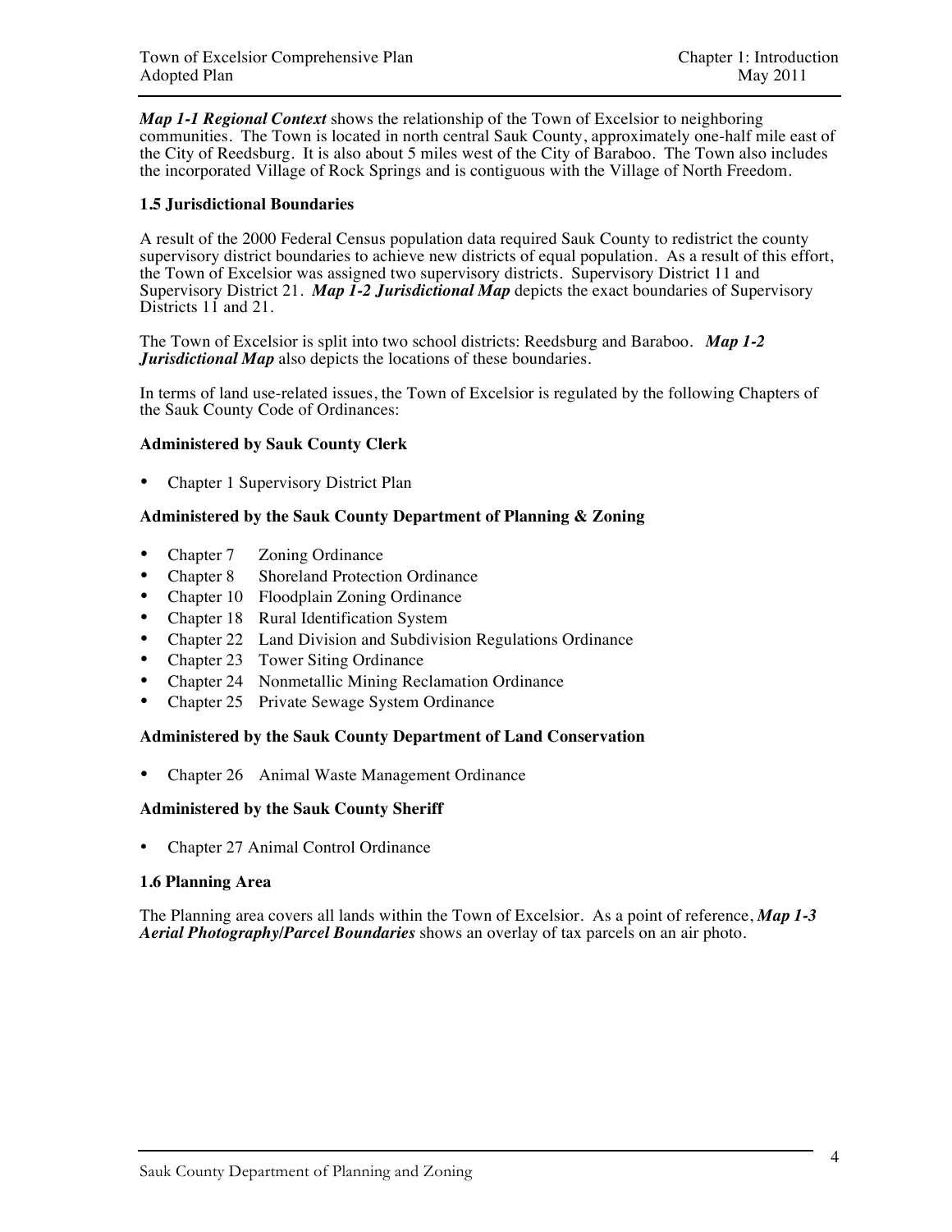***Map 1-1 Regional Context*** shows the relationship of the Town of Excelsior to neighboring communities. The Town is located in north central Sauk County, approximately one-half mile east of the City of Reedsburg. It is also about 5 miles west of the City of Baraboo. The Town also includes the incorporated Village of Rock Springs and is contiguous with the Village of North Freedom.

### 1.5 Jurisdictional Boundaries

A result of the 2000 Federal Census population data required Sauk County to redistrict the county supervisory district boundaries to achieve new districts of equal population. As a result of this effort, the Town of Excelsior was assigned two supervisory districts. Supervisory District 11 and Supervisory District 21. ***Map 1-2 Jurisdictional Map*** depicts the exact boundaries of Supervisory Districts 11 and 21.

The Town of Excelsior is split into two school districts: Reedsburg and Baraboo. ***Map 1-2 Jurisdictional Map*** also depicts the locations of these boundaries.

In terms of land use-related issues, the Town of Excelsior is regulated by the following Chapters of the Sauk County Code of Ordinances:

**Administered by Sauk County Clerk**

- Chapter 1 Supervisory District Plan

**Administered by the Sauk County Department of Planning & Zoning**

- Chapter 7 Zoning Ordinance
- Chapter 8 Shoreland Protection Ordinance
- Chapter 10 Floodplain Zoning Ordinance
- Chapter 18 Rural Identification System
- Chapter 22 Land Division and Subdivision Regulations Ordinance
- Chapter 23 Tower Siting Ordinance
- Chapter 24 Nonmetallic Mining Reclamation Ordinance
- Chapter 25 Private Sewage System Ordinance

**Administered by the Sauk County Department of Land Conservation**

- Chapter 26 Animal Waste Management Ordinance

**Administered by the Sauk County Sheriff**

- Chapter 27 Animal Control Ordinance

### 1.6 Planning Area

The Planning area covers all lands within the Town of Excelsior. As a point of reference, ***Map 1-3 Aerial Photography/Parcel Boundaries*** shows an overlay of tax parcels on an air photo.